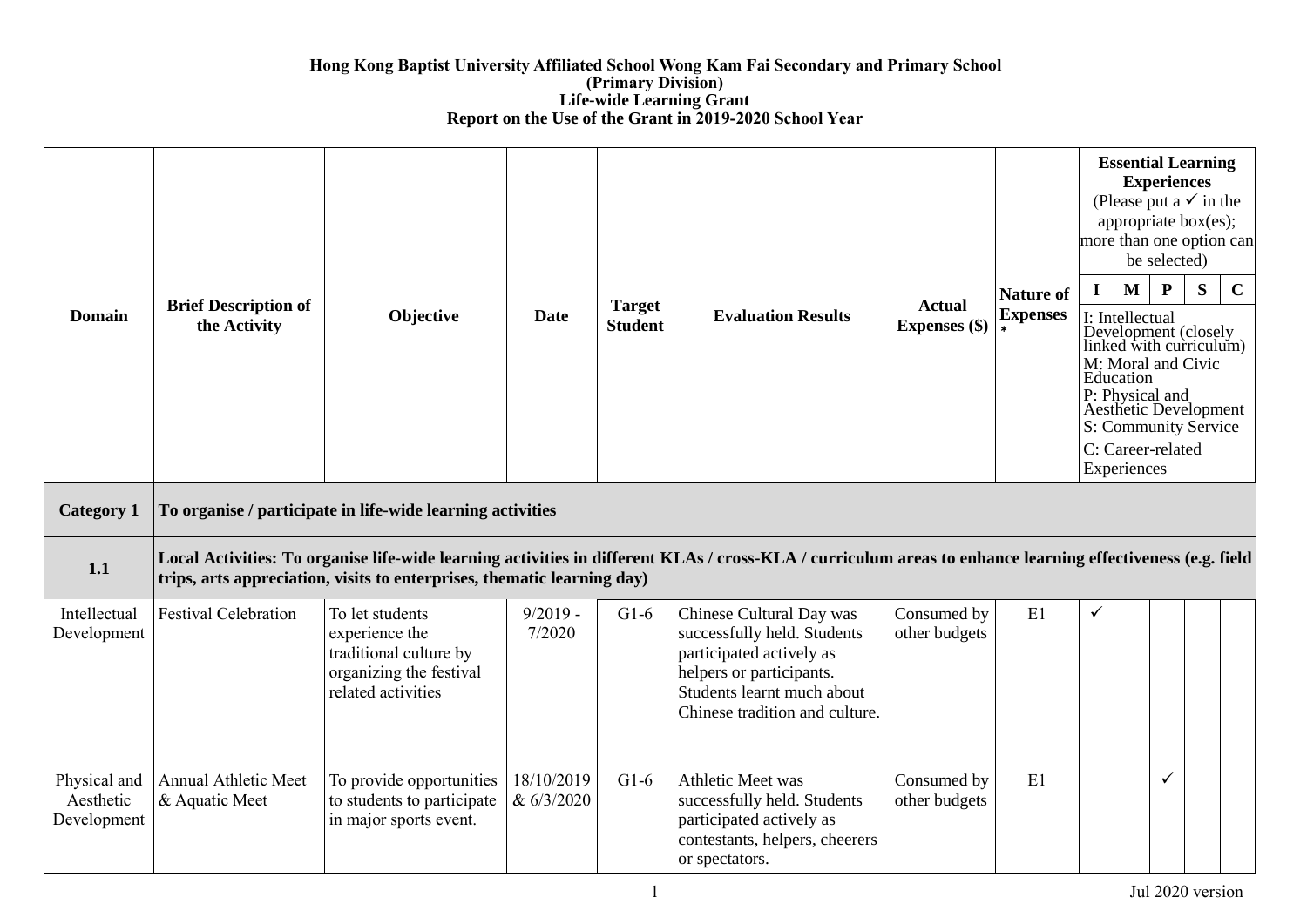**Hong Kong Baptist University Affiliated School Wong Kam Fai Secondary and Primary School**
**(Primary Division)**
**Life-wide Learning Grant**
**Report on the Use of the Grant in 2019-2020 School Year**

| Domain | Brief Description of the Activity | Objective | Date | Target Student | Evaluation Results | Actual Expenses ($) | Nature of Expenses * | Essential Learning Experiences (Please put a ✓ in the appropriate box(es); more than one option can be selected) I: Intellectual Development (closely linked with curriculum) M: Moral and Civic Education P: Physical and Aesthetic Development S: Community Service C: Career-related Experiences | | | | |
|---|---|---|---|---|---|---|---|---|---|---|---|---|
| | | | | | | | | I | M | P | S | C |
| **Category 1** | **To organise / participate in life-wide learning activities** | | | | | | | | | | | |
| **1.1** | **Local Activities: To organise life-wide learning activities in different KLAs / cross-KLA / curriculum areas to enhance learning effectiveness (e.g. field trips, arts appreciation, visits to enterprises, thematic learning day)** | | | | | | | | | | | |
| Intellectual Development | Festival Celebration | To let students experience the traditional culture by organizing the festival related activities | 9/2019 - 7/2020 | G1-6 | Chinese Cultural Day was successfully held. Students participated actively as helpers or participants. Students learnt much about Chinese tradition and culture. | Consumed by other budgets | E1 | ✓ | | | | |
| Physical and Aesthetic Development | Annual Athletic Meet & Aquatic Meet | To provide opportunities to students to participate in major sports event. | 18/10/2019 & 6/3/2020 | G1-6 | Athletic Meet was successfully held. Students participated actively as contestants, helpers, cheerers or spectators. | Consumed by other budgets | E1 | | | ✓ | | |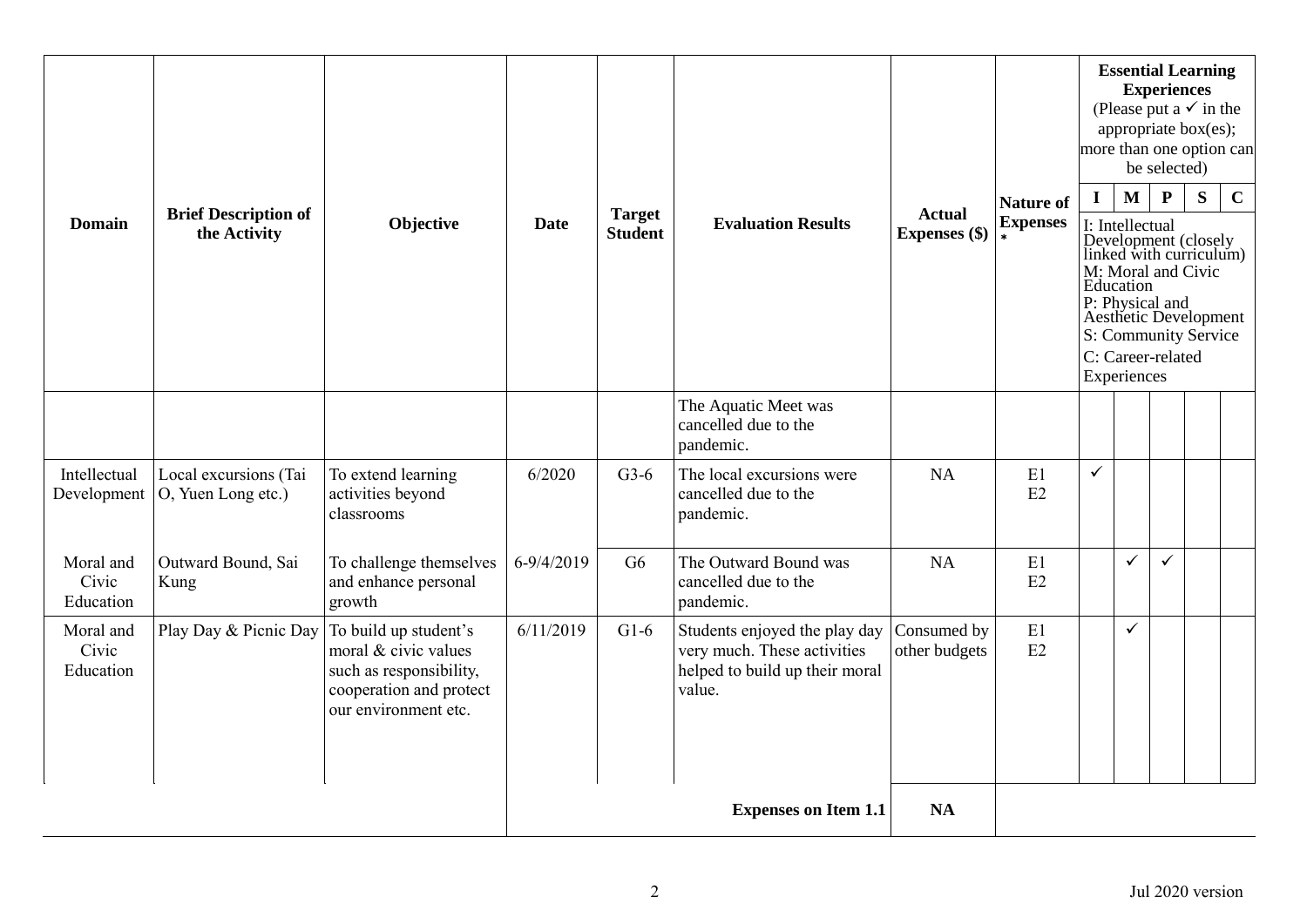| Domain | Brief Description of the Activity | Objective | Date | Target Student | Evaluation Results | Actual Expenses ($) | Nature of Expenses * | Essential Learning Experiences (Please put a ✓ in the appropriate box(es); more than one option can be selected) | | | | |
|---|---|---|---|---|---|---|---|---|---|---|---|---|
| | | | | | | | | I | M | P | S | C |
| | | | | | | | | I: Intellectual Development (closely linked with curriculum) M: Moral and Civic Education P: Physical and Aesthetic Development S: Community Service C: Career-related Experiences | | | | |
| | | | | | The Aquatic Meet was cancelled due to the pandemic. | | | | | | | |
| Intellectual Development | Local excursions (Tai O, Yuen Long etc.) | To extend learning activities beyond classrooms | 6/2020 | G3-6 | The local excursions were cancelled due to the pandemic. | NA | E1 E2 | ✓ | | | | |
| Moral and Civic Education | Outward Bound, Sai Kung | To challenge themselves and enhance personal growth | 6-9/4/2019 | G6 | The Outward Bound was cancelled due to the pandemic. | NA | E1 E2 | | ✓ | ✓ | | |
| Moral and Civic Education | Play Day & Picnic Day | To build up student's moral & civic values such as responsibility, cooperation and protect our environment etc. | 6/11/2019 | G1-6 | Students enjoyed the play day very much. These activities helped to build up their moral value. | Consumed by other budgets | E1 E2 | | ✓ | | | |
| | | | | | **Expenses on Item 1.1** | **NA** | | | | | | |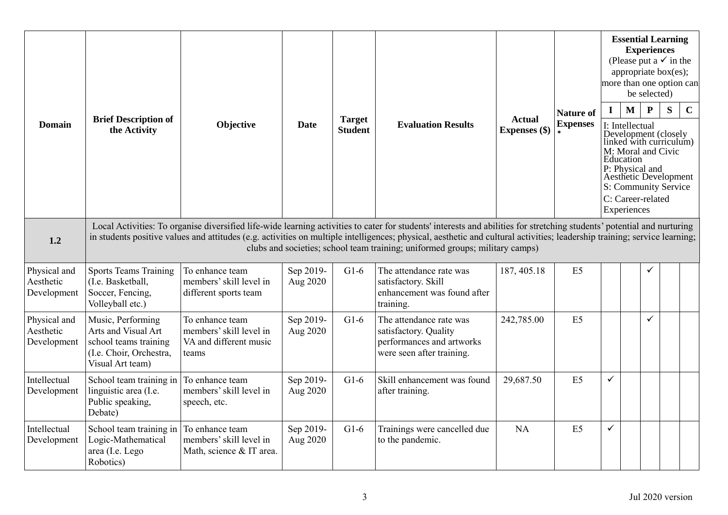| Domain | Brief Description of the Activity | Objective | Date | Target Student | Evaluation Results | Actual Expenses ($) | Nature of Expenses * | Essential Learning Experiences (Please put a ✓ in the appropriate box(es); more than one option can be selected) | | | | |
|---|---|---|---|---|---|---|---|---|---|---|---|---|
| | | | | | | | | I | M | P | S | C |
| | | | | | | | | I: Intellectual Development (closely linked with curriculum) M: Moral and Civic Education P: Physical and Aesthetic Development S: Community Service C: Career-related Experiences | | | | |
| **1.2** | Local Activities: To organise diversified life-wide learning activities to cater for students' interests and abilities for stretching students' potential and nurturing in students positive values and attitudes (e.g. activities on multiple intelligences; physical, aesthetic and cultural activities; leadership training; service learning; clubs and societies; school team training; uniformed groups; military camps) | | | | | | | | | | | |
| Physical and Aesthetic Development | Sports Teams Training (I.e. Basketball, Soccer, Fencing, Volleyball etc.) | To enhance team members' skill level in different sports team | Sep 2019-Aug 2020 | G1-6 | The attendance rate was satisfactory. Skill enhancement was found after training. | 187, 405.18 | E5 | | | ✓ | | |
| Physical and Aesthetic Development | Music, Performing Arts and Visual Art school teams training (I.e. Choir, Orchestra, Visual Art team) | To enhance team members' skill level in VA and different music teams | Sep 2019-Aug 2020 | G1-6 | The attendance rate was satisfactory. Quality performances and artworks were seen after training. | 242,785.00 | E5 | | | ✓ | | |
| Intellectual Development | School team training in linguistic area (I.e. Public speaking, Debate) | To enhance team members' skill level in speech, etc. | Sep 2019-Aug 2020 | G1-6 | Skill enhancement was found after training. | 29,687.50 | E5 | ✓ | | | | |
| Intellectual Development | School team training in Logic-Mathematical area (I.e. Lego Robotics) | To enhance team members' skill level in Math, science & IT area. | Sep 2019-Aug 2020 | G1-6 | Trainings were cancelled due to the pandemic. | NA | E5 | ✓ | | | | |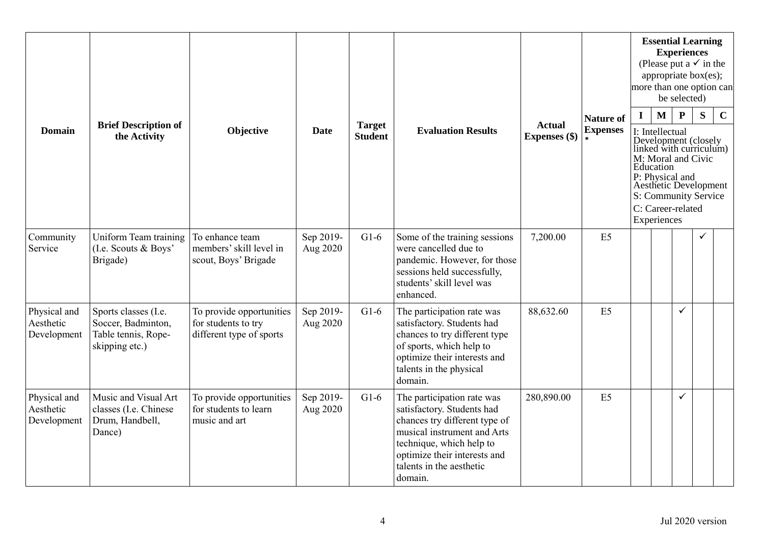| Domain | Brief Description of the Activity | Objective | Date | Target Student | Evaluation Results | Actual Expenses ($) | Nature of Expenses * | Essential Learning Experiences (Please put a ✓ in the appropriate box(es); more than one option can be selected) | | | | |
|---|---|---|---|---|---|---|---|---|---|---|---|---|
| | | | | | | | | I | M | P | S | C |
| | | | | | | | | I: Intellectual Development (closely linked with curriculum) M: Moral and Civic Education P: Physical and Aesthetic Development S: Community Service C: Career-related Experiences | | | | |
| Community Service | Uniform Team training (I.e. Scouts & Boys' Brigade) | To enhance team members' skill level in scout, Boys' Brigade | Sep 2019-Aug 2020 | G1-6 | Some of the training sessions were cancelled due to pandemic. However, for those sessions held successfully, students' skill level was enhanced. | 7,200.00 | E5 | | | | ✓ | |
| Physical and Aesthetic Development | Sports classes (I.e. Soccer, Badminton, Table tennis, Rope-skipping etc.) | To provide opportunities for students to try different type of sports | Sep 2019-Aug 2020 | G1-6 | The participation rate was satisfactory. Students had chances to try different type of sports, which help to optimize their interests and talents in the physical domain. | 88,632.60 | E5 | | | ✓ | | |
| Physical and Aesthetic Development | Music and Visual Art classes (I.e. Chinese Drum, Handbell, Dance) | To provide opportunities for students to learn music and art | Sep 2019-Aug 2020 | G1-6 | The participation rate was satisfactory. Students had chances try different type of musical instrument and Arts technique, which help to optimize their interests and talents in the aesthetic domain. | 280,890.00 | E5 | | | ✓ | | |

Jul 2020 version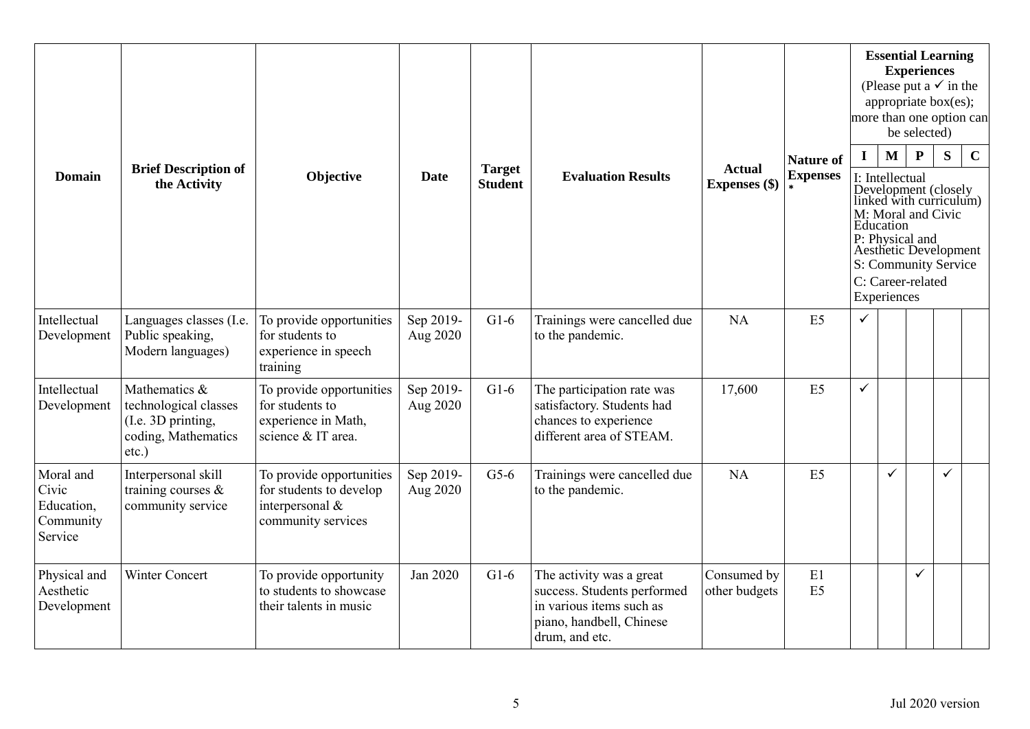| Domain | Brief Description of the Activity | Objective | Date | Target Student | Evaluation Results | Actual Expenses ($) | Nature of Expenses * | Essential Learning Experiences (Please put a ✓ in the appropriate box(es); more than one option can be selected) | | | | |
|---|---|---|---|---|---|---|---|---|---|---|---|---|
| | | | | | | | | I | M | P | S | C |
| | | | | | | | | I: Intellectual Development (closely linked with curriculum) M: Moral and Civic Education P: Physical and Aesthetic Development S: Community Service C: Career-related Experiences | | | | |
| Intellectual Development | Languages classes (I.e. Public speaking, Modern languages) | To provide opportunities for students to experience in speech training | Sep 2019-Aug 2020 | G1-6 | Trainings were cancelled due to the pandemic. | NA | E5 | ✓ | | | | |
| Intellectual Development | Mathematics & technological classes (I.e. 3D printing, coding, Mathematics etc.) | To provide opportunities for students to experience in Math, science & IT area. | Sep 2019-Aug 2020 | G1-6 | The participation rate was satisfactory. Students had chances to experience different area of STEAM. | 17,600 | E5 | ✓ | | | | |
| Moral and Civic Education, Community Service | Interpersonal skill training courses & community service | To provide opportunities for students to develop interpersonal & community services | Sep 2019-Aug 2020 | G5-6 | Trainings were cancelled due to the pandemic. | NA | E5 | | ✓ | | ✓ | |
| Physical and Aesthetic Development | Winter Concert | To provide opportunity to students to showcase their talents in music | Jan 2020 | G1-6 | The activity was a great success. Students performed in various items such as piano, handbell, Chinese drum, and etc. | Consumed by other budgets | E1 E5 | | | ✓ | | |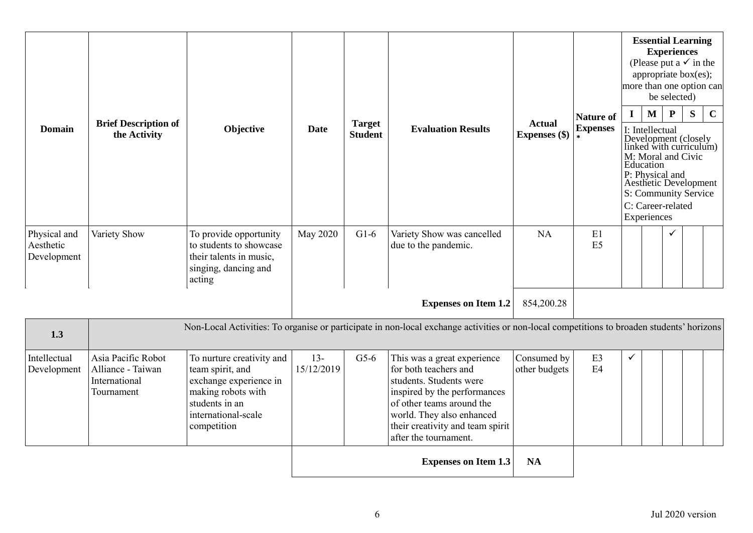| Domain | Brief Description of the Activity | Objective | Date | Target Student | Evaluation Results | Actual Expenses ($) | Nature of Expenses * | Essential Learning Experiences (Please put a ✓ in the appropriate box(es); more than one option can be selected) | | | | |
|---|---|---|---|---|---|---|---|---|---|---|---|---|
| | | | | | | | | I | M | P | S | C |
| | | | | | | | | I: Intellectual Development (closely linked with curriculum) M: Moral and Civic Education P: Physical and Aesthetic Development S: Community Service C: Career-related Experiences | | | | |
| Physical and Aesthetic Development | Variety Show | To provide opportunity to students to showcase their talents in music, singing, dancing and acting | May 2020 | G1-6 | Variety Show was cancelled due to the pandemic. | NA | E1 E5 | | | ✓ | | |
| | | | | | **Expenses on Item 1.2** | 854,200.28 | | | | | | |

| **1.3** | Non-Local Activities: To organise or participate in non-local exchange activities or non-local competitions to broaden students' horizons | | | | | | | | | | | |
|---|---|---|---|---|---|---|---|---|---|---|---|---|
| Intellectual Development | Asia Pacific Robot Alliance - Taiwan International Tournament | To nurture creativity and team spirit, and exchange experience in making robots with students in an international-scale competition | 13-15/12/2019 | G5-6 | This was a great experience for both teachers and students. Students were inspired by the performances of other teams around the world. They also enhanced their creativity and team spirit after the tournament. | Consumed by other budgets | E3 E4 | ✓ | | | | |
| | | | | | **Expenses on Item 1.3** | **NA** | | | | | | |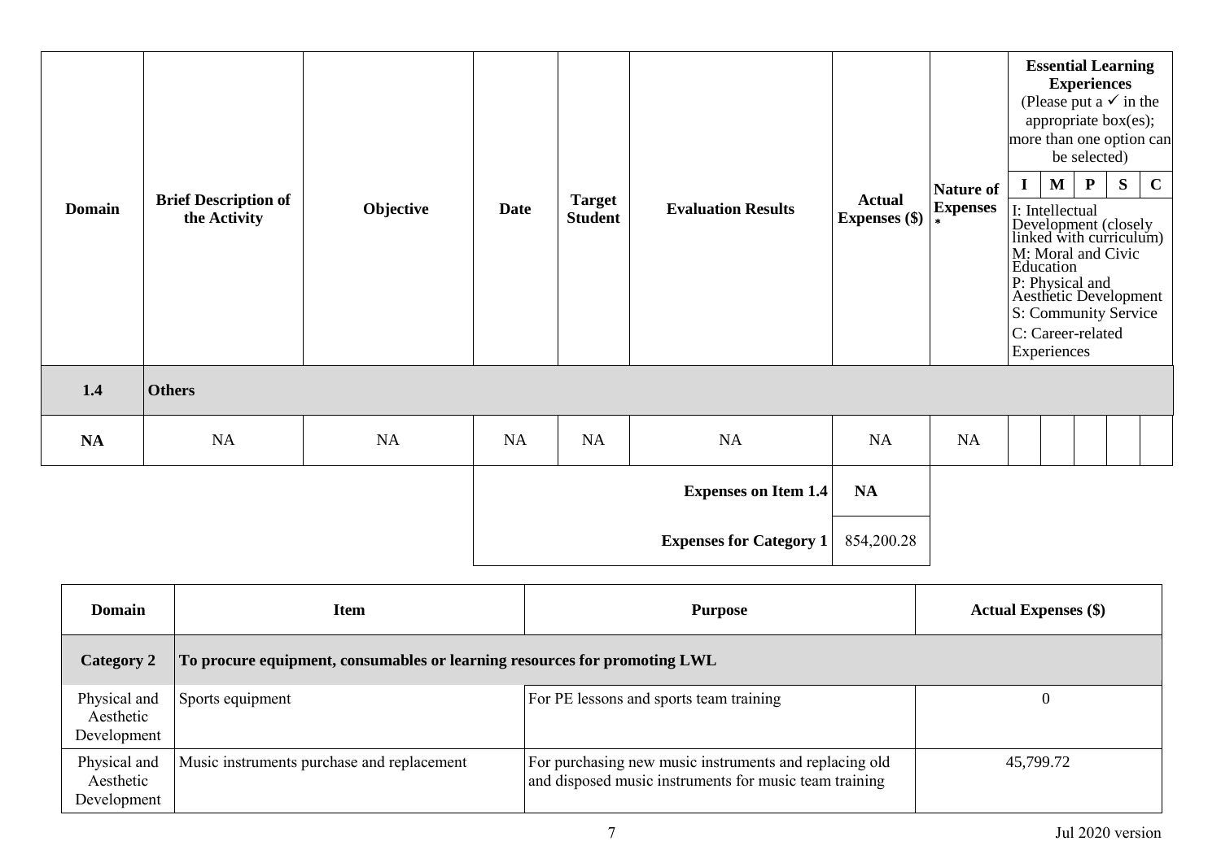| Domain | Brief Description of the Activity | Objective | Date | Target Student | Evaluation Results | Actual Expenses ($) | Nature of Expenses * | Essential Learning Experiences (Please put a ✓ in the appropriate box(es); more than one option can be selected) | | | | |
|---|---|---|---|---|---|---|---|---|---|---|---|---|
| | | | | | | | | I | M | P | S | C |
| | | | | | | | | I: Intellectual Development (closely linked with curriculum) M: Moral and Civic Education P: Physical and Aesthetic Development S: Community Service C: Career-related Experiences | | | | |
| **1.4** | **Others** | | | | | | | | | | | |
| **NA** | NA | NA | NA | NA | NA | NA | NA | | | | | |
| | | | | | **Expenses on Item 1.4** | **NA** | | | | | | |
| | | | | | **Expenses for Category 1** | 854,200.28 | | | | | | |

| Domain | Item | Purpose | Actual Expenses ($) |
|---|---|---|---|
| **Category 2** | **To procure equipment, consumables or learning resources for promoting LWL** | | |
| Physical and Aesthetic Development | Sports equipment | For PE lessons and sports team training | 0 |
| Physical and Aesthetic Development | Music instruments purchase and replacement | For purchasing new music instruments and replacing old and disposed music instruments for music team training | 45,799.72 |

Jul 2020 version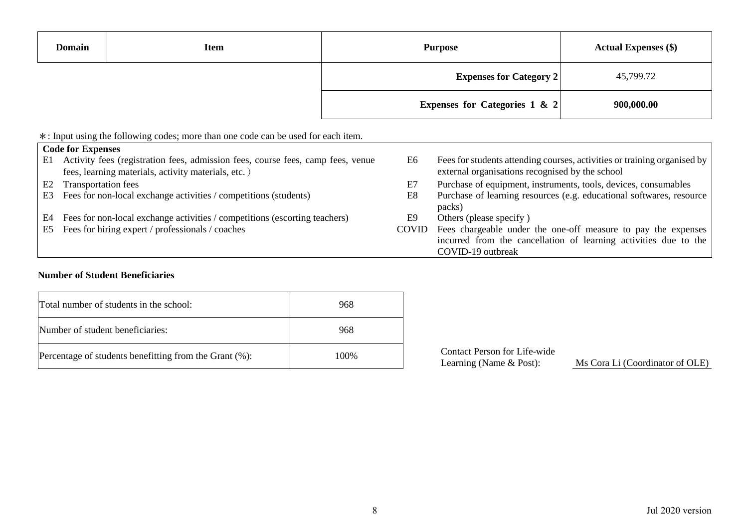| Domain | Item | Purpose | Actual Expenses ($) |
| --- | --- | --- | --- |
| | | **Expenses for Category 2** | 45,799.72 |
| | | **Expenses for Categories 1 & 2** | **900,000.00** |

＊: Input using the following codes; more than one code can be used for each item.

| **Code for Expenses** | | | |
| --- | --- | --- | --- |
| E1 | Activity fees (registration fees, admission fees, course fees, camp fees, venue fees, learning materials, activity materials, etc.) | E6 | Fees for students attending courses, activities or training organised by external organisations recognised by the school |
| E2 | Transportation fees | E7 | Purchase of equipment, instruments, tools, devices, consumables |
| E3 | Fees for non-local exchange activities / competitions (students) | E8 | Purchase of learning resources (e.g. educational softwares, resource packs) |
| E4 | Fees for non-local exchange activities / competitions (escorting teachers) | E9 | Others (please specify ) |
| E5 | Fees for hiring expert / professionals / coaches | COVID | Fees chargeable under the one-off measure to pay the expenses incurred from the cancellation of learning activities due to the COVID-19 outbreak |

**Number of Student Beneficiaries**

| | |
| --- | --- |
| Total number of students in the school: | 968 |
| Number of student beneficiaries: | 968 |
| Percentage of students benefitting from the Grant (%): | 100% |

Contact Person for Life-wide Learning (Name & Post): Ms Cora Li (Coordinator of OLE)

Jul 2020 version